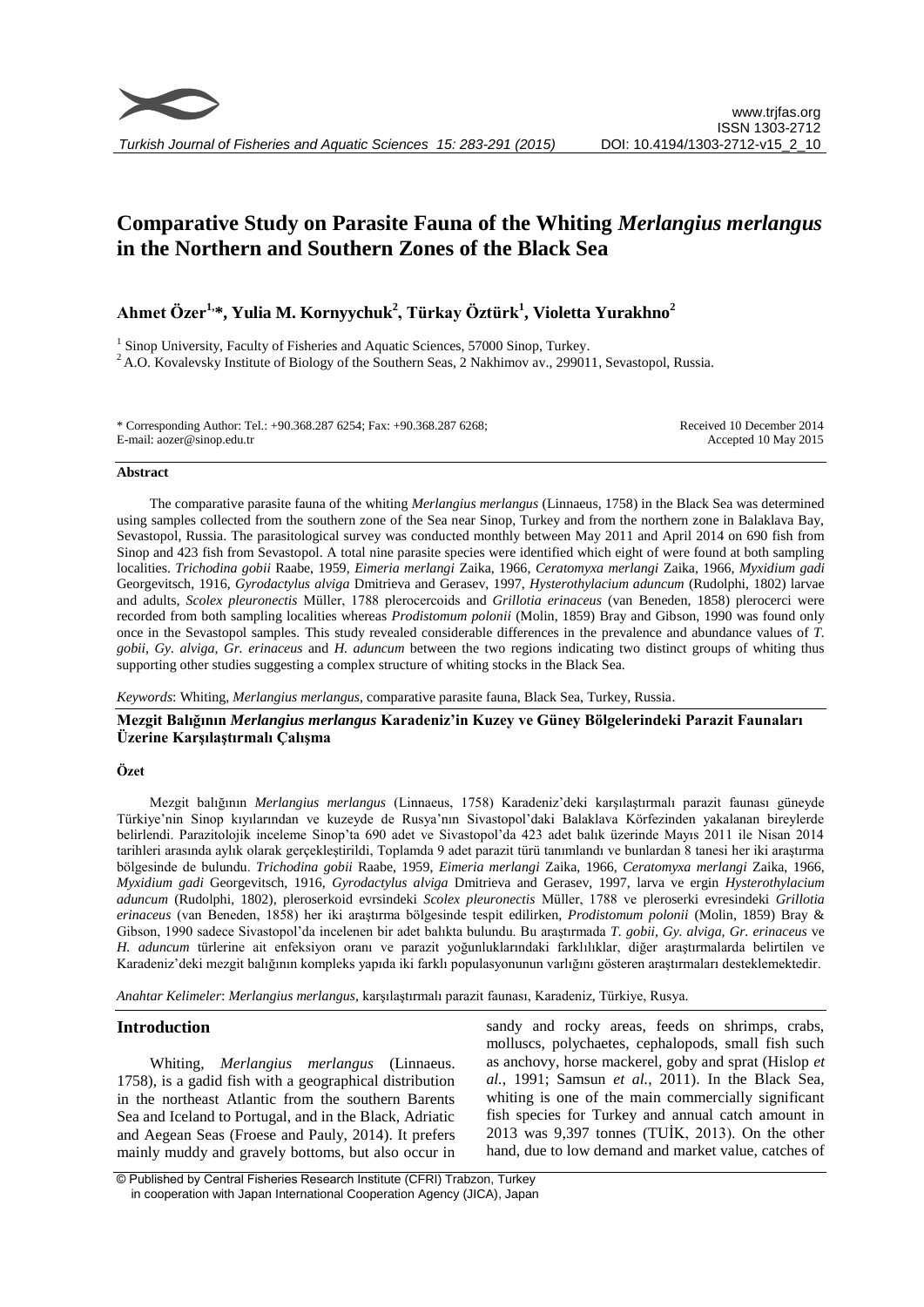# Comparative Study on Parasite Fauna of the Whiting *Merlangius merlangus* in the Northern and Southern Zones of the Black Sea

**Ahmet Özer[1,*], Yulia M. Kornyychuk[2], Türkay Öztürk[1], Violetta Yurakhno[2]**

[1] Sinop University, Faculty of Fisheries and Aquatic Sciences, 57000 Sinop, Turkey.
[2] A.O. Kovalevsky Institute of Biology of the Southern Seas, 2 Nakhimov av., 299011, Sevastopol, Russia.

\* Corresponding Author: Tel.: +90.368.287 6254; Fax: +90.368.287 6268;
E-mail: aozer@sinop.edu.tr

Received 10 December 2014
Accepted 10 May 2015

### Abstract

The comparative parasite fauna of the whiting *Merlangius merlangus* (Linnaeus, 1758) in the Black Sea was determined using samples collected from the southern zone of the Sea near Sinop, Turkey and from the northern zone in Balaklava Bay, Sevastopol, Russia. The parasitological survey was conducted monthly between May 2011 and April 2014 on 690 fish from Sinop and 423 fish from Sevastopol. A total nine parasite species were identified which eight of were found at both sampling localities. *Trichodina gobii* Raabe, 1959, *Eimeria merlangi* Zaika, 1966, *Ceratomyxa merlangi* Zaika, 1966, *Myxidium gadi* Georgevitsch, 1916, *Gyrodactylus alviga* Dmitrieva and Gerasev, 1997, *Hysterothylacium aduncum* (Rudolphi, 1802) larvae and adults, *Scolex pleuronectis* Müller, 1788 plerocercoids and *Grillotia erinaceus* (van Beneden, 1858) plerocerci were recorded from both sampling localities whereas *Prodistomum polonii* (Molin, 1859) Bray and Gibson, 1990 was found only once in the Sevastopol samples. This study revealed considerable differences in the prevalence and abundance values of *T. gobii*, *Gy. alviga, Gr. erinaceus* and *H. aduncum* between the two regions indicating two distinct groups of whiting thus supporting other studies suggesting a complex structure of whiting stocks in the Black Sea.

*Keywords*: Whiting, *Merlangius merlangus*, comparative parasite fauna, Black Sea, Turkey, Russia.

### Mezgit Balığının *Merlangius merlangus* Karadeniz'in Kuzey ve Güney Bölgelerindeki Parazit Faunaları Üzerine Karşılaştırmalı Çalışma

#### Özet

Mezgit balığının *Merlangius merlangus* (Linnaeus, 1758) Karadeniz'deki karşılaştırmalı parazit faunası güneyde Türkiye'nin Sinop kıyılarından ve kuzeyde de Rusya'nın Sivastopol'daki Balaklava Körfezinden yakalanan bireylerde belirlendi. Parazitolojik inceleme Sinop'ta 690 adet ve Sivastopol'da 423 adet balık üzerinde Mayıs 2011 ile Nisan 2014 tarihleri arasında aylık olarak gerçekleştirildi, Toplamda 9 adet parazit türü tanımlandı ve bunlardan 8 tanesi her iki araştırma bölgesinde de bulundu. *Trichodina gobii* Raabe, 1959, *Eimeria merlangi* Zaika, 1966, *Ceratomyxa merlangi* Zaika, 1966, *Myxidium gadi* Georgevitsch, 1916, *Gyrodactylus alviga* Dmitrieva and Gerasev, 1997, larva ve ergin *Hysterothylacium aduncum* (Rudolphi, 1802), pleroserkoid evrsindeki *Scolex pleuronectis* Müller, 1788 ve pleroserki evresindeki *Grillotia erinaceus* (van Beneden, 1858) her iki araştırma bölgesinde tespit edilirken, *Prodistomum polonii* (Molin, 1859) Bray & Gibson, 1990 sadece Sivastopol'da incelenen bir adet balıkta bulundu. Bu araştırmada *T. gobii, Gy. alviga, Gr. erinaceus* ve *H. aduncum* türlerine ait enfeksiyon oranı ve parazit yoğunluklarındaki farklılıklar, diğer araştırmalarda belirtilen ve Karadeniz'deki mezgit balığının kompleks yapıda iki farklı populasyonunun varlığını gösteren araştırmaları desteklemektedir.

*Anahtar Kelimeler*: *Merlangius merlangus*, karşılaştırmalı parazit faunası, Karadeniz, Türkiye, Rusya.

## Introduction

Whiting, *Merlangius merlangus* (Linnaeus. 1758), is a gadid fish with a geographical distribution in the northeast Atlantic from the southern Barents Sea and Iceland to Portugal, and in the Black, Adriatic and Aegean Seas (Froese and Pauly, 2014). It prefers mainly muddy and gravely bottoms, but also occur in sandy and rocky areas, feeds on shrimps, crabs, molluscs, polychaetes, cephalopods, small fish such as anchovy, horse mackerel, goby and sprat (Hislop *et al.*, 1991; Samsun *et al.*, 2011). In the Black Sea, whiting is one of the main commercially significant fish species for Turkey and annual catch amount in 2013 was 9,397 tonnes (TUİK, 2013). On the other hand, due to low demand and market value, catches of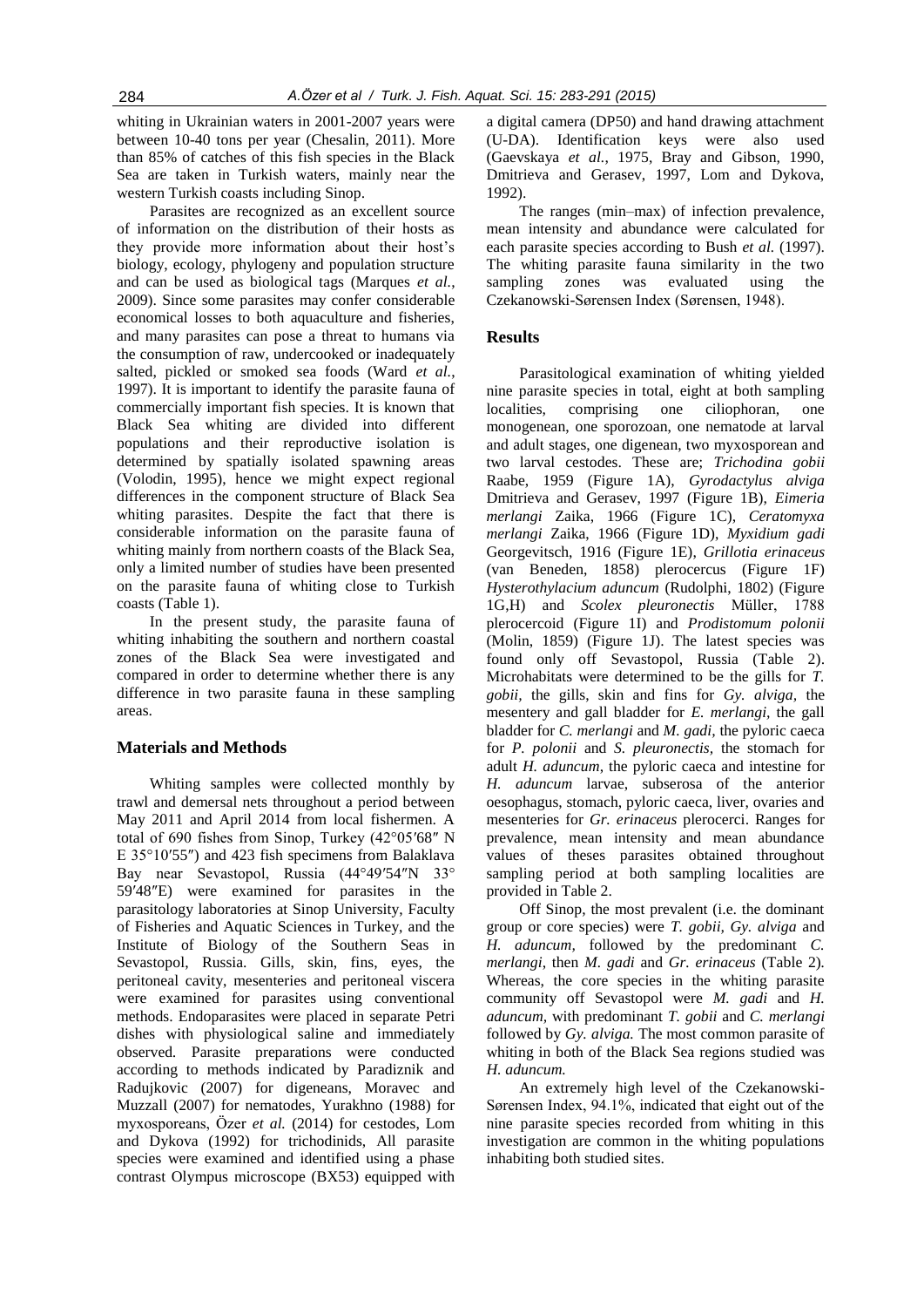whiting in Ukrainian waters in 2001-2007 years were between 10-40 tons per year (Chesalin, 2011). More than 85% of catches of this fish species in the Black Sea are taken in Turkish waters, mainly near the western Turkish coasts including Sinop.

Parasites are recognized as an excellent source of information on the distribution of their hosts as they provide more information about their host's biology, ecology, phylogeny and population structure and can be used as biological tags (Marques *et al.*, 2009). Since some parasites may confer considerable economical losses to both aquaculture and fisheries, and many parasites can pose a threat to humans via the consumption of raw, undercooked or inadequately salted, pickled or smoked sea foods (Ward *et al.*, 1997). It is important to identify the parasite fauna of commercially important fish species. It is known that Black Sea whiting are divided into different populations and their reproductive isolation is determined by spatially isolated spawning areas (Volodin, 1995), hence we might expect regional differences in the component structure of Black Sea whiting parasites. Despite the fact that there is considerable information on the parasite fauna of whiting mainly from northern coasts of the Black Sea, only a limited number of studies have been presented on the parasite fauna of whiting close to Turkish coasts (Table 1).

In the present study, the parasite fauna of whiting inhabiting the southern and northern coastal zones of the Black Sea were investigated and compared in order to determine whether there is any difference in two parasite fauna in these sampling areas.

## Materials and Methods

Whiting samples were collected monthly by trawl and demersal nets throughout a period between May 2011 and April 2014 from local fishermen. A total of 690 fishes from Sinop, Turkey (42°05′68″ N E 35°10′55″) and 423 fish specimens from Balaklava Bay near Sevastopol, Russia (44°49′54″N 33° 59′48″E) were examined for parasites in the parasitology laboratories at Sinop University, Faculty of Fisheries and Aquatic Sciences in Turkey, and the Institute of Biology of the Southern Seas in Sevastopol, Russia. Gills, skin, fins, eyes, the peritoneal cavity, mesenteries and peritoneal viscera were examined for parasites using conventional methods. Endoparasites were placed in separate Petri dishes with physiological saline and immediately observed. Parasite preparations were conducted according to methods indicated by Paradiznik and Radujkovic (2007) for digeneans, Moravec and Muzzall (2007) for nematodes, Yurakhno (1988) for myxosporeans, Özer *et al.* (2014) for cestodes, Lom and Dykova (1992) for trichodinids, All parasite species were examined and identified using a phase contrast Olympus microscope (BX53) equipped with a digital camera (DP50) and hand drawing attachment (U-DA). Identification keys were also used (Gaevskaya *et al.*, 1975, Bray and Gibson, 1990, Dmitrieva and Gerasev, 1997, Lom and Dykova, 1992).

The ranges (min–max) of infection prevalence, mean intensity and abundance were calculated for each parasite species according to Bush *et al.* (1997). The whiting parasite fauna similarity in the two sampling zones was evaluated using the Czekanowski-Sørensen Index (Sørensen, 1948).

## Results

Parasitological examination of whiting yielded nine parasite species in total, eight at both sampling localities, comprising one ciliophoran, one monogenean, one sporozoan, one nematode at larval and adult stages, one digenean, two myxosporean and two larval cestodes. These are; *Trichodina gobii* Raabe, 1959 (Figure 1A), *Gyrodactylus alviga* Dmitrieva and Gerasev, 1997 (Figure 1B), *Eimeria merlangi* Zaika, 1966 (Figure 1C), *Ceratomyxa merlangi* Zaika, 1966 (Figure 1D), *Myxidium gadi* Georgevitsch, 1916 (Figure 1E), *Grillotia erinaceus* (van Beneden, 1858) plerocercus (Figure 1F) *Hysterothylacium aduncum* (Rudolphi, 1802) (Figure 1G,H) and *Scolex pleuronectis* Müller, 1788 plerocercoid (Figure 1I) and *Prodistomum polonii* (Molin, 1859) (Figure 1J). The latest species was found only off Sevastopol, Russia (Table 2). Microhabitats were determined to be the gills for *T. gobii*, the gills, skin and fins for *Gy. alviga*, the mesentery and gall bladder for *E. merlangi*, the gall bladder for *C. merlangi* and *M. gadi*, the pyloric caeca for *P. polonii* and *S. pleuronectis*, the stomach for adult *H. aduncum*, the pyloric caeca and intestine for *H. aduncum* larvae, subserosa of the anterior oesophagus, stomach, pyloric caeca, liver, ovaries and mesenteries for *Gr. erinaceus* plerocerci. Ranges for prevalence, mean intensity and mean abundance values of theses parasites obtained throughout sampling period at both sampling localities are provided in Table 2.

Off Sinop, the most prevalent (i.e. the dominant group or core species) were *T. gobii*, *Gy. alviga* and *H. aduncum*, followed by the predominant *C. merlangi*, then *M. gadi* and *Gr. erinaceus* (Table 2). Whereas, the core species in the whiting parasite community off Sevastopol were *M. gadi* and *H. aduncum*, with predominant *T. gobii* and *C. merlangi* followed by *Gy. alviga.* The most common parasite of whiting in both of the Black Sea regions studied was *H. aduncum.*

An extremely high level of the Czekanowski-Sørensen Index, 94.1%, indicated that eight out of the nine parasite species recorded from whiting in this investigation are common in the whiting populations inhabiting both studied sites.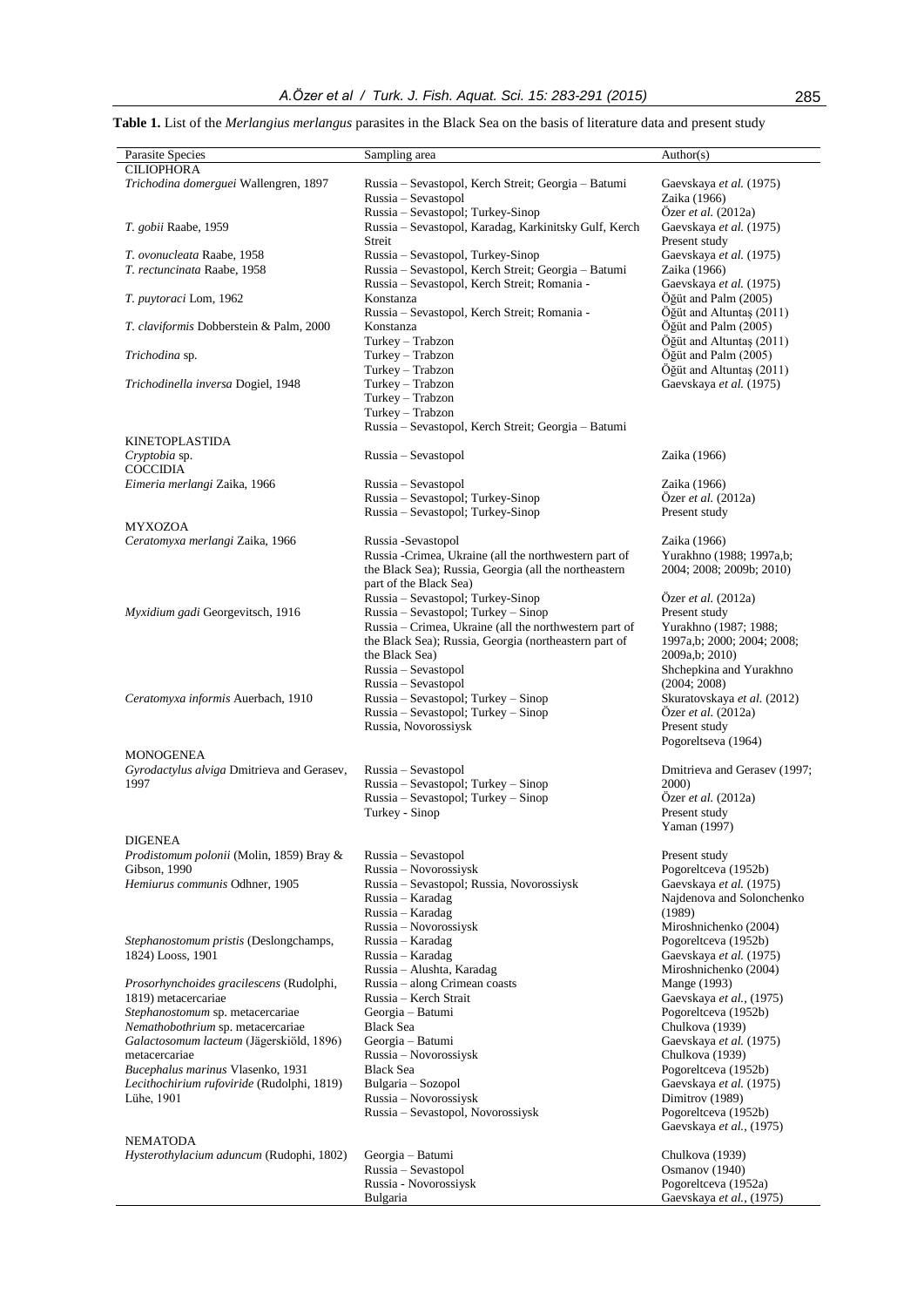**Table 1.** List of the *Merlangius merlangus* parasites in the Black Sea on the basis of literature data and present study

| Parasite Species | Sampling area | Author(s) |
|---|---|---|
| CILIOPHORA | | |
| *Trichodina domerguei* Wallengren, 1897 | Russia – Sevastopol, Kerch Streit; Georgia – Batumi | Gaevskaya *et al.* (1975) |
| | Russia – Sevastopol | Zaika (1966) |
| | Russia – Sevastopol; Turkey-Sinop | Özer *et al.* (2012a) |
| *T. gobii* Raabe, 1959 | Russia – Sevastopol, Karadag, Karkinitsky Gulf, Kerch Streit | Gaevskaya *et al.* (1975) |
| | | Present study |
| *T. ovonucleata* Raabe, 1958 | Russia – Sevastopol, Turkey-Sinop | Gaevskaya *et al.* (1975) |
| *T. rectuncinata* Raabe, 1958 | Russia – Sevastopol, Kerch Streit; Georgia – Batumi | Zaika (1966) |
| | Russia – Sevastopol, Kerch Streit; Romania - Konstanza | Gaevskaya *et al.* (1975) |
| *T. puytoraci* Lom, 1962 | | Öğüt and Palm (2005) |
| | Russia – Sevastopol, Kerch Streit; Romania - Konstanza | Öğüt and Altuntaş (2011) |
| *T. claviformis* Dobberstein & Palm, 2000 | | Öğüt and Palm (2005) |
| | Turkey – Trabzon | Öğüt and Altuntaş (2011) |
| *Trichodina* sp. | Turkey – Trabzon | Öğüt and Palm (2005) |
| | Turkey – Trabzon | Öğüt and Altuntaş (2011) |
| *Trichodinella inversa* Dogiel, 1948 | Turkey – Trabzon | Gaevskaya *et al.* (1975) |
| | Turkey – Trabzon | |
| | Turkey – Trabzon | |
| | Russia – Sevastopol, Kerch Streit; Georgia – Batumi | |
| KINETOPLASTIDA | | |
| *Cryptobia* sp. | Russia – Sevastopol | Zaika (1966) |
| COCCIDIA | | |
| *Eimeria merlangi* Zaika, 1966 | Russia – Sevastopol | Zaika (1966) |
| | Russia – Sevastopol; Turkey-Sinop | Özer *et al.* (2012a) |
| | Russia – Sevastopol; Turkey-Sinop | Present study |
| MYXOZOA | | |
| *Ceratomyxa merlangi* Zaika, 1966 | Russia -Sevastopol | Zaika (1966) |
| | Russia -Crimea, Ukraine (all the northwestern part of the Black Sea); Russia, Georgia (all the northeastern part of the Black Sea) | Yurakhno (1988; 1997a,b; 2004; 2008; 2009b; 2010) |
| | Russia – Sevastopol; Turkey-Sinop | Özer *et al.* (2012a) |
| *Myxidium gadi* Georgevitsch, 1916 | Russia – Sevastopol; Turkey – Sinop | Present study |
| | Russia – Crimea, Ukraine (all the northwestern part of the Black Sea); Russia, Georgia (northeastern part of the Black Sea) | Yurakhno (1987; 1988; 1997a,b; 2000; 2004; 2008; 2009a,b; 2010) |
| | Russia – Sevastopol | Shchepkina and Yurakhno (2004; 2008) |
| | Russia – Sevastopol | |
| *Ceratomyxa informis* Auerbach, 1910 | Russia – Sevastopol; Turkey – Sinop | Skuratovskaya *et al.* (2012) |
| | Russia – Sevastopol; Turkey – Sinop | Özer *et al.* (2012a) |
| | Russia, Novorossiysk | Present study |
| | | Pogoreltseva (1964) |
| MONOGENEA | | |
| *Gyrodactylus alviga* Dmitrieva and Gerasev, 1997 | Russia – Sevastopol | Dmitrieva and Gerasev (1997; 2000) |
| | Russia – Sevastopol; Turkey – Sinop | Özer *et al.* (2012a) |
| | Russia – Sevastopol; Turkey – Sinop | Present study |
| | Turkey - Sinop | Yaman (1997) |
| DIGENEA | | |
| *Prodistomum polonii* (Molin, 1859) Bray & Gibson, 1990 | Russia – Sevastopol | Present study |
| | Russia – Novorossiysk | Pogoreltceva (1952b) |
| *Hemiurus communis* Odhner, 1905 | Russia – Sevastopol; Russia, Novorossiysk | Gaevskaya *et al.* (1975) |
| | Russia – Karadag | Najdenova and Solonchenko (1989) |
| | Russia – Karadag | |
| | Russia – Novorossiysk | Miroshnichenko (2004) |
| *Stephanostomum pristis* (Deslongchamps, 1824) Looss, 1901 | Russia – Karadag | Pogoreltceva (1952b) |
| | Russia – Karadag | Gaevskaya *et al.* (1975) |
| | Russia – Alushta, Karadag | Miroshnichenko (2004) |
| *Prosorhynchoides gracilescens* (Rudolphi, 1819) metacercariae | Russia – along Crimean coasts | Mange (1993) |
| | Russia – Kerch Strait | Gaevskaya *et al.*, (1975) |
| *Stephanostomum* sp. metacercariae | Georgia – Batumi | Pogoreltceva (1952b) |
| *Nemathobothrium* sp. metacercariae | Black Sea | Chulkova (1939) |
| *Galactosomum lacteum* (Jägerskiöld, 1896) metacercariae | Georgia – Batumi | Gaevskaya *et al.* (1975) |
| | Russia – Novorossiysk | Chulkova (1939) |
| *Bucephalus marinus* Vlasenko, 1931 | Black Sea | Pogoreltceva (1952b) |
| *Lecithochirium rufoviride* (Rudolphi, 1819) Lühe, 1901 | Bulgaria – Sozopol | Gaevskaya *et al.* (1975) |
| | Russia – Novorossiysk | Dimitrov (1989) |
| | Russia – Sevastopol, Novorossiysk | Pogoreltceva (1952b) |
| | | Gaevskaya *et al.*, (1975) |
| NEMATODA | | |
| *Hysterothylacium aduncum* (Rudophi, 1802) | Georgia – Batumi | Chulkova (1939) |
| | Russia – Sevastopol | Osmanov (1940) |
| | Russia - Novorossiysk | Pogoreltceva (1952a) |
| | Bulgaria | Gaevskaya *et al.*, (1975) |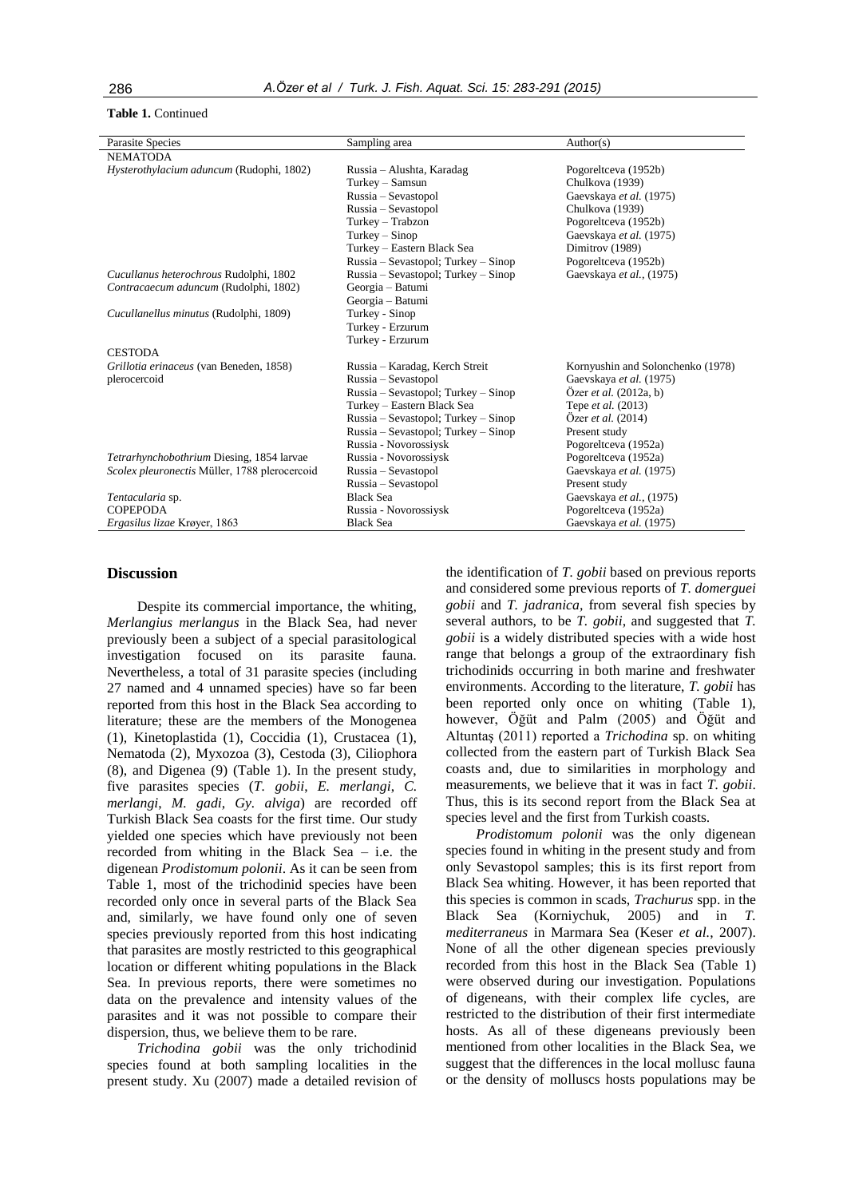**Table 1.** Continued

| Parasite Species | Sampling area | Author(s) |
|---|---|---|
| NEMATODA | | |
| *Hysterothylacium aduncum* (Rudophi, 1802) | Russia – Alushta, Karadag | Pogoreltceva (1952b) |
| | Turkey – Samsun | Chulkova (1939) |
| | Russia – Sevastopol | Gaevskaya *et al.* (1975) |
| | Russia – Sevastopol | Chulkova (1939) |
| | Turkey – Trabzon | Pogoreltceva (1952b) |
| | Turkey – Sinop | Gaevskaya *et al.* (1975) |
| | Turkey – Eastern Black Sea | Dimitrov (1989) |
| | Russia – Sevastopol; Turkey – Sinop | Pogoreltceva (1952b) |
| *Cucullanus heterochrous* Rudolphi, 1802 | Russia – Sevastopol; Turkey – Sinop | Gaevskaya *et al.*, (1975) |
| *Contracaecum aduncum* (Rudolphi, 1802) | Georgia – Batumi | |
| | Georgia – Batumi | |
| *Cucullanellus minutus* (Rudolphi, 1809) | Turkey - Sinop | |
| | Turkey - Erzurum | |
| | Turkey - Erzurum | |
| CESTODA | | |
| *Grillotia erinaceus* (van Beneden, 1858) | Russia – Karadag, Kerch Streit | Kornyushin and Solonchenko (1978) |
| plerocercoid | Russia – Sevastopol | Gaevskaya *et al.* (1975) |
| | Russia – Sevastopol; Turkey – Sinop | Özer *et al.* (2012a, b) |
| | Turkey – Eastern Black Sea | Tepe *et al.* (2013) |
| | Russia – Sevastopol; Turkey – Sinop | Özer *et al.* (2014) |
| | Russia – Sevastopol; Turkey – Sinop | Present study |
| | Russia - Novorossiysk | Pogoreltceva (1952a) |
| *Tetrarhynchobothrium* Diesing, 1854 larvae | Russia - Novorossiysk | Pogoreltceva (1952a) |
| *Scolex pleuronectis* Müller, 1788 plerocercoid | Russia – Sevastopol | Gaevskaya *et al.* (1975) |
| | Russia – Sevastopol | Present study |
| *Tentacularia* sp. | Black Sea | Gaevskaya *et al.*, (1975) |
| COPEPODA | Russia - Novorossiysk | Pogoreltceva (1952a) |
| *Ergasilus lizae* Krøyer, 1863 | Black Sea | Gaevskaya *et al.* (1975) |

## Discussion

Despite its commercial importance, the whiting, *Merlangius merlangus* in the Black Sea, had never previously been a subject of a special parasitological investigation focused on its parasite fauna. Nevertheless, a total of 31 parasite species (including 27 named and 4 unnamed species) have so far been reported from this host in the Black Sea according to literature; these are the members of the Monogenea (1), Kinetoplastida (1), Coccidia (1), Crustacea (1), Nematoda (2), Myxozoa (3), Cestoda (3), Ciliophora (8), and Digenea (9) (Table 1). In the present study, five parasites species (*T. gobii*, *E. merlangi*, *C. merlangi*, *M. gadi*, *Gy. alviga*) are recorded off Turkish Black Sea coasts for the first time. Our study yielded one species which have previously not been recorded from whiting in the Black Sea – i.e. the digenean *Prodistomum polonii*. As it can be seen from Table 1, most of the trichodinid species have been recorded only once in several parts of the Black Sea and, similarly, we have found only one of seven species previously reported from this host indicating that parasites are mostly restricted to this geographical location or different whiting populations in the Black Sea. In previous reports, there were sometimes no data on the prevalence and intensity values of the parasites and it was not possible to compare their dispersion, thus, we believe them to be rare.

*Trichodina gobii* was the only trichodinid species found at both sampling localities in the present study. Xu (2007) made a detailed revision of the identification of *T. gobii* based on previous reports and considered some previous reports of *T. domerguei gobii* and *T. jadranica*, from several fish species by several authors, to be *T. gobii*, and suggested that *T. gobii* is a widely distributed species with a wide host range that belongs a group of the extraordinary fish trichodinids occurring in both marine and freshwater environments. According to the literature, *T. gobii* has been reported only once on whiting (Table 1), however, Öğüt and Palm (2005) and Öğüt and Altuntaş (2011) reported a *Trichodina* sp. on whiting collected from the eastern part of Turkish Black Sea coasts and, due to similarities in morphology and measurements, we believe that it was in fact *T. gobii*. Thus, this is its second report from the Black Sea at species level and the first from Turkish coasts.

*Prodistomum polonii* was the only digenean species found in whiting in the present study and from only Sevastopol samples; this is its first report from Black Sea whiting. However, it has been reported that this species is common in scads, *Trachurus* spp. in the Black Sea (Korniychuk, 2005) and in *T. mediterraneus* in Marmara Sea (Keser *et al.*, 2007). None of all the other digenean species previously recorded from this host in the Black Sea (Table 1) were observed during our investigation. Populations of digeneans, with their complex life cycles, are restricted to the distribution of their first intermediate hosts. As all of these digeneans previously been mentioned from other localities in the Black Sea, we suggest that the differences in the local mollusc fauna or the density of molluscs hosts populations may be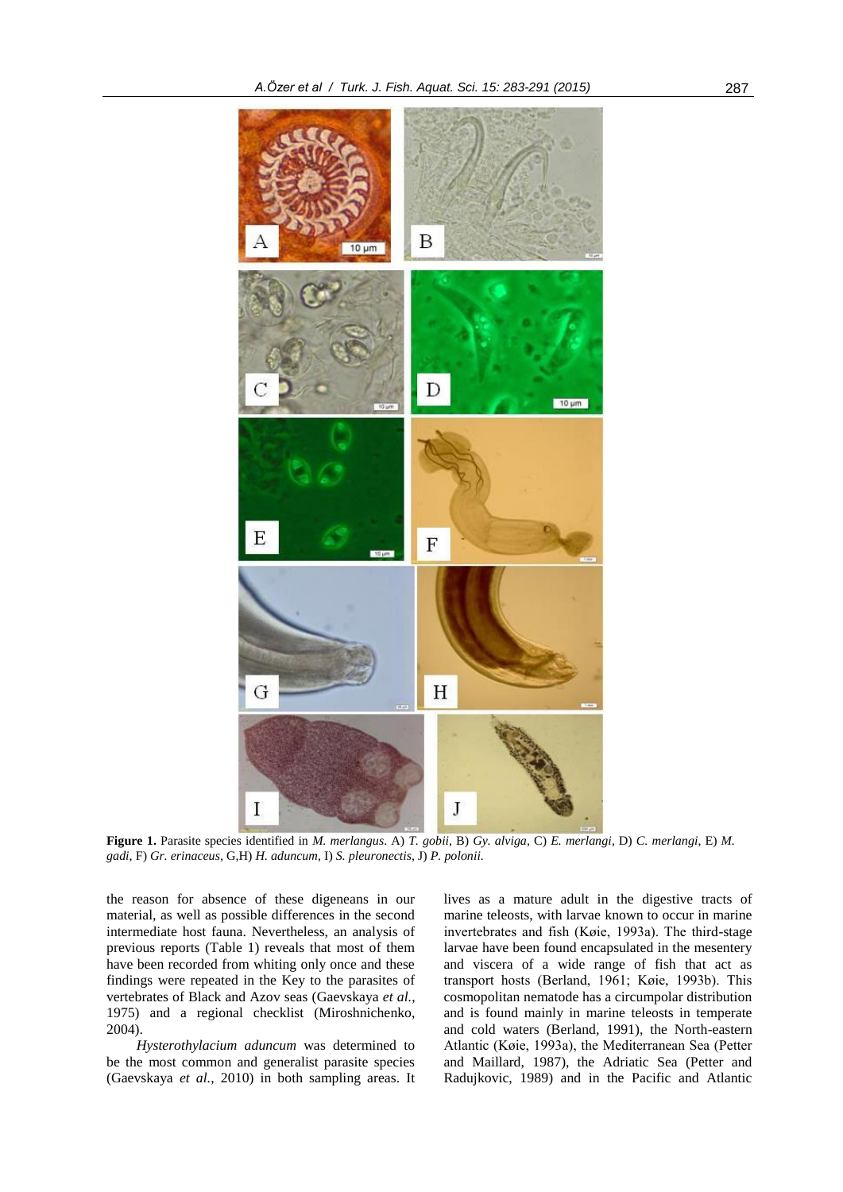**Figure 1.** Parasite species identified in *M. merlangus*. A) *T. gobii*, B) *Gy. alviga*, C) *E. merlangi*, D) *C. merlangi*, E) *M. gadi*, F) *Gr. erinaceus*, G,H) *H. aduncum*, I) *S. pleuronectis*, J) *P. polonii.*

the reason for absence of these digeneans in our material, as well as possible differences in the second intermediate host fauna. Nevertheless, an analysis of previous reports (Table 1) reveals that most of them have been recorded from whiting only once and these findings were repeated in the Key to the parasites of vertebrates of Black and Azov seas (Gaevskaya *et al.*, 1975) and a regional checklist (Miroshnichenko, 2004).

*Hysterothylacium aduncum* was determined to be the most common and generalist parasite species (Gaevskaya *et al.*, 2010) in both sampling areas. It lives as a mature adult in the digestive tracts of marine teleosts, with larvae known to occur in marine invertebrates and fish (Køie, 1993a). The third-stage larvae have been found encapsulated in the mesentery and viscera of a wide range of fish that act as transport hosts (Berland, 1961; Køie, 1993b). This cosmopolitan nematode has a circumpolar distribution and is found mainly in marine teleosts in temperate and cold waters (Berland, 1991), the North-eastern Atlantic (Køie, 1993a), the Mediterranean Sea (Petter and Maillard, 1987), the Adriatic Sea (Petter and Radujkovic, 1989) and in the Pacific and Atlantic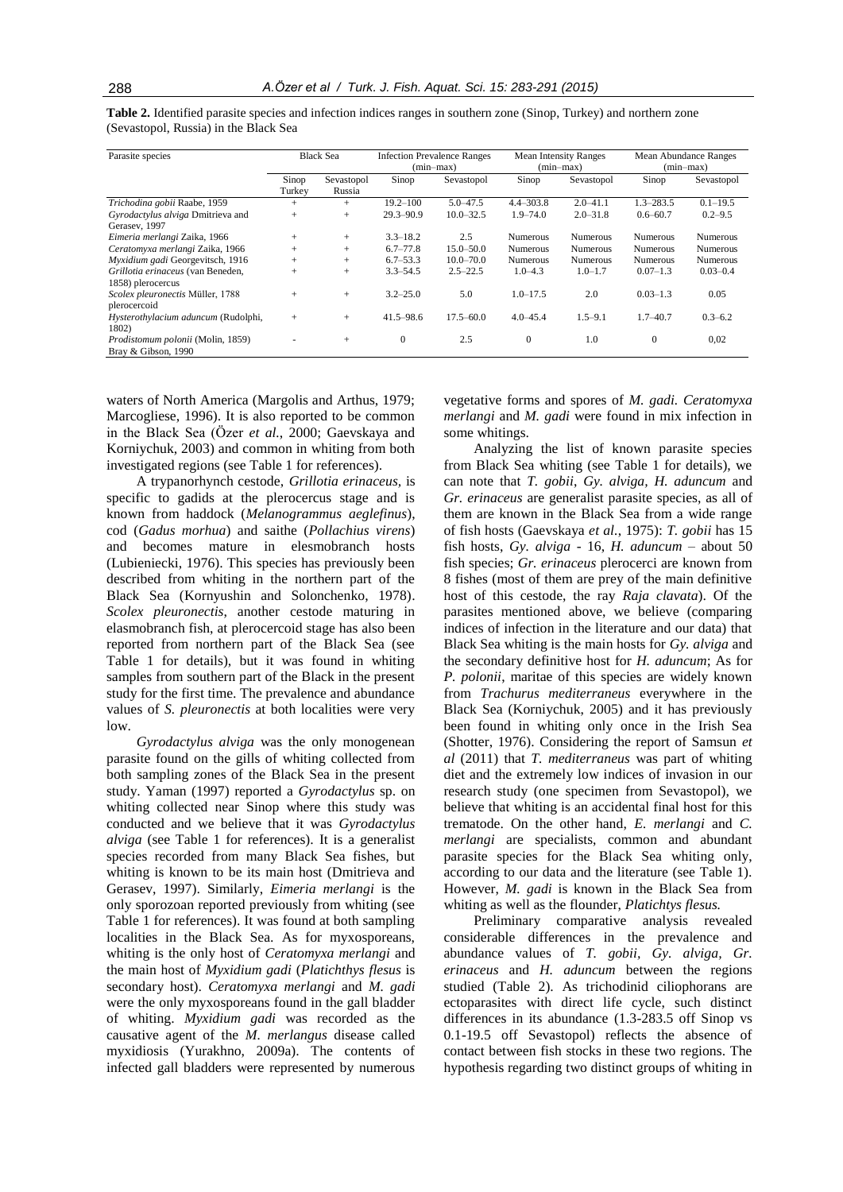**Table 2.** Identified parasite species and infection indices ranges in southern zone (Sinop, Turkey) and northern zone (Sevastopol, Russia) in the Black Sea

| Parasite species | Black Sea | | Infection Prevalence Ranges (min–max) | | Mean Intensity Ranges (min–max) | | Mean Abundance Ranges (min–max) | |
|---|---|---|---|---|---|---|---|---|
| | Sinop Turkey | Sevastopol Russia | Sinop | Sevastopol | Sinop | Sevastopol | Sinop | Sevastopol |
| *Trichodina gobii* Raabe, 1959 | + | + | 19.2–100 | 5.0–47.5 | 4.4–303.8 | 2.0–41.1 | 1.3–283.5 | 0.1–19.5 |
| *Gyrodactylus alviga* Dmitrieva and Gerasev, 1997 | + | + | 29.3–90.9 | 10.0–32.5 | 1.9–74.0 | 2.0–31.8 | 0.6–60.7 | 0.2–9.5 |
| *Eimeria merlangi* Zaika, 1966 | + | + | 3.3–18.2 | 2.5 | Numerous | Numerous | Numerous | Numerous |
| *Ceratomyxa merlangi* Zaika, 1966 | + | + | 6.7–77.8 | 15.0–50.0 | Numerous | Numerous | Numerous | Numerous |
| *Myxidium gadi* Georgevitsch, 1916 | + | + | 6.7–53.3 | 10.0–70.0 | Numerous | Numerous | Numerous | Numerous |
| *Grillotia erinaceus* (van Beneden, 1858) plerocercus | + | + | 3.3–54.5 | 2.5–22.5 | 1.0–4.3 | 1.0–1.7 | 0.07–1.3 | 0.03–0.4 |
| *Scolex pleuronectis* Müller, 1788 plerocercoid | + | + | 3.2–25.0 | 5.0 | 1.0–17.5 | 2.0 | 0.03–1.3 | 0.05 |
| *Hysterothylacium aduncum* (Rudolphi, 1802) | + | + | 41.5–98.6 | 17.5–60.0 | 4.0–45.4 | 1.5–9.1 | 1.7–40.7 | 0.3–6.2 |
| *Prodistomum polonii* (Molin, 1859) Bray & Gibson, 1990 | - | + | 0 | 2.5 | 0 | 1.0 | 0 | 0,02 |

waters of North America (Margolis and Arthus, 1979; Marcogliese, 1996). It is also reported to be common in the Black Sea (Özer *et al.*, 2000; Gaevskaya and Korniychuk, 2003) and common in whiting from both investigated regions (see Table 1 for references).

A trypanorhynch cestode, *Grillotia erinaceus*, is specific to gadids at the plerocercus stage and is known from haddock (*Melanogrammus aeglefinus*), cod (*Gadus morhua*) and saithe (*Pollachius virens*) and becomes mature in elesmobranch hosts (Lubieniecki, 1976). This species has previously been described from whiting in the northern part of the Black Sea (Kornyushin and Solonchenko, 1978). *Scolex pleuronectis*, another cestode maturing in elasmobranch fish, at plerocercoid stage has also been reported from northern part of the Black Sea (see Table 1 for details), but it was found in whiting samples from southern part of the Black in the present study for the first time. The prevalence and abundance values of *S. pleuronectis* at both localities were very low.

*Gyrodactylus alviga* was the only monogenean parasite found on the gills of whiting collected from both sampling zones of the Black Sea in the present study. Yaman (1997) reported a *Gyrodactylus* sp. on whiting collected near Sinop where this study was conducted and we believe that it was *Gyrodactylus alviga* (see Table 1 for references). It is a generalist species recorded from many Black Sea fishes, but whiting is known to be its main host (Dmitrieva and Gerasev, 1997). Similarly, *Eimeria merlangi* is the only sporozoan reported previously from whiting (see Table 1 for references). It was found at both sampling localities in the Black Sea. As for myxosporeans, whiting is the only host of *Ceratomyxa merlangi* and the main host of *Myxidium gadi* (*Platichthys flesus* is secondary host). *Ceratomyxa merlangi* and *M. gadi* were the only myxosporeans found in the gall bladder of whiting. *Myxidium gadi* was recorded as the causative agent of the *M. merlangus* disease called myxidiosis (Yurakhno, 2009a). The contents of infected gall bladders were represented by numerous vegetative forms and spores of *M. gadi*. *Ceratomyxa merlangi* and *M. gadi* were found in mix infection in some whitings.

Analyzing the list of known parasite species from Black Sea whiting (see Table 1 for details), we can note that *T. gobii*, *Gy. alviga*, *H. aduncum* and *Gr. erinaceus* are generalist parasite species, as all of them are known in the Black Sea from a wide range of fish hosts (Gaevskaya *et al.*, 1975): *T. gobii* has 15 fish hosts, *Gy. alviga* - 16, *H. aduncum* – about 50 fish species; *Gr. erinaceus* plerocerci are known from 8 fishes (most of them are prey of the main definitive host of this cestode, the ray *Raja clavata*). Of the parasites mentioned above, we believe (comparing indices of infection in the literature and our data) that Black Sea whiting is the main hosts for *Gy. alviga* and the secondary definitive host for *H. aduncum*; As for *P. polonii*, maritae of this species are widely known from *Trachurus mediterraneus* everywhere in the Black Sea (Korniychuk, 2005) and it has previously been found in whiting only once in the Irish Sea (Shotter, 1976). Considering the report of Samsun *et al* (2011) that *T. mediterraneus* was part of whiting diet and the extremely low indices of invasion in our research study (one specimen from Sevastopol), we believe that whiting is an accidental final host for this trematode. On the other hand, *E. merlangi* and *C. merlangi* are specialists, common and abundant parasite species for the Black Sea whiting only, according to our data and the literature (see Table 1). However, *M. gadi* is known in the Black Sea from whiting as well as the flounder, *Platichtys flesus.*

Preliminary comparative analysis revealed considerable differences in the prevalence and abundance values of *T. gobii*, *Gy. alviga*, *Gr. erinaceus* and *H. aduncum* between the regions studied (Table 2). As trichodinid ciliophorans are ectoparasites with direct life cycle, such distinct differences in its abundance (1.3-283.5 off Sinop vs 0.1-19.5 off Sevastopol) reflects the absence of contact between fish stocks in these two regions. The hypothesis regarding two distinct groups of whiting in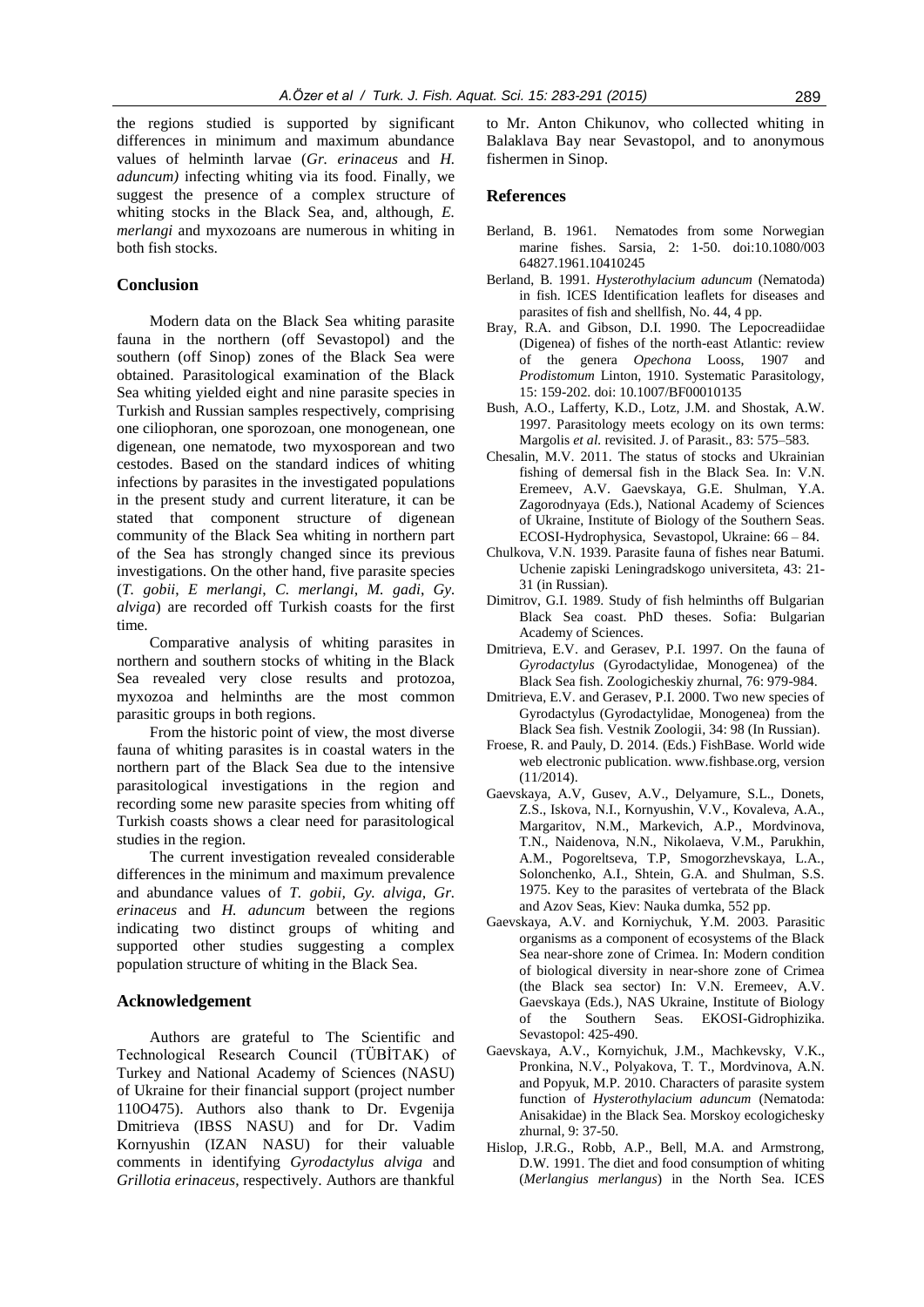the regions studied is supported by significant differences in minimum and maximum abundance values of helminth larvae (*Gr. erinaceus* and *H. aduncum)* infecting whiting via its food. Finally, we suggest the presence of a complex structure of whiting stocks in the Black Sea, and, although, *E. merlangi* and myxozoans are numerous in whiting in both fish stocks.

## Conclusion

Modern data on the Black Sea whiting parasite fauna in the northern (off Sevastopol) and the southern (off Sinop) zones of the Black Sea were obtained. Parasitological examination of the Black Sea whiting yielded eight and nine parasite species in Turkish and Russian samples respectively, comprising one ciliophoran, one sporozoan, one monogenean, one digenean, one nematode, two myxosporean and two cestodes. Based on the standard indices of whiting infections by parasites in the investigated populations in the present study and current literature, it can be stated that component structure of digenean community of the Black Sea whiting in northern part of the Sea has strongly changed since its previous investigations. On the other hand, five parasite species (*T. gobii*, *E merlangi*, *C. merlangi*, *M. gadi*, *Gy. alviga*) are recorded off Turkish coasts for the first time.

Comparative analysis of whiting parasites in northern and southern stocks of whiting in the Black Sea revealed very close results and protozoa, myxozoa and helminths are the most common parasitic groups in both regions.

From the historic point of view, the most diverse fauna of whiting parasites is in coastal waters in the northern part of the Black Sea due to the intensive parasitological investigations in the region and recording some new parasite species from whiting off Turkish coasts shows a clear need for parasitological studies in the region.

The current investigation revealed considerable differences in the minimum and maximum prevalence and abundance values of *T. gobii, Gy. alviga, Gr. erinaceus* and *H. aduncum* between the regions indicating two distinct groups of whiting and supported other studies suggesting a complex population structure of whiting in the Black Sea.

## Acknowledgement

Authors are grateful to The Scientific and Technological Research Council (TÜBİTAK) of Turkey and National Academy of Sciences (NASU) of Ukraine for their financial support (project number 110O475). Authors also thank to Dr. Evgenija Dmitrieva (IBSS NASU) and for Dr. Vadim Kornyushin (IZAN NASU) for their valuable comments in identifying *Gyrodactylus alviga* and *Grillotia erinaceus*, respectively. Authors are thankful to Mr. Anton Chikunov, who collected whiting in Balaklava Bay near Sevastopol, and to anonymous fishermen in Sinop.

## References

Berland, B. 1961. Nematodes from some Norwegian marine fishes. Sarsia, 2: 1-50. doi:10.1080/003 64827.1961.10410245

Berland, B. 1991. *Hysterothylacium aduncum* (Nematoda) in fish. ICES Identification leaflets for diseases and parasites of fish and shellfish, No. 44, 4 pp.

Bray, R.A. and Gibson, D.I. 1990. The Lepocreadiidae (Digenea) of fishes of the north-east Atlantic: review of the genera *Opechona* Looss, 1907 and *Prodistomum* Linton, 1910. Systematic Parasitology, 15: 159-202. doi: 10.1007/BF00010135

Bush, A.O., Lafferty, K.D., Lotz, J.M. and Shostak, A.W. 1997. Parasitology meets ecology on its own terms: Margolis *et al.* revisited. J. of Parasit., 83: 575–583.

Chesalin, M.V. 2011. The status of stocks and Ukrainian fishing of demersal fish in the Black Sea. In: V.N. Eremeev, A.V. Gaevskaya, G.E. Shulman, Y.A. Zagorodnyaya (Eds.), National Academy of Sciences of Ukraine, Institute of Biology of the Southern Seas. ECOSI-Hydrophysica, Sevastopol, Ukraine: 66 – 84.

Chulkova, V.N. 1939. Parasite fauna of fishes near Batumi. Uchenie zapiski Leningradskogo universiteta, 43: 21-31 (in Russian).

Dimitrov, G.I. 1989. Study of fish helminths off Bulgarian Black Sea coast. PhD theses. Sofia: Bulgarian Academy of Sciences.

Dmitrieva, E.V. and Gerasev, P.I. 1997. On the fauna of *Gyrodactylus* (Gyrodactylidae, Monogenea) of the Black Sea fish. Zoologicheskiy zhurnal, 76: 979-984.

Dmitrieva, E.V. and Gerasev, P.I. 2000. Two new species of Gyrodactylus (Gyrodactylidae, Monogenea) from the Black Sea fish. Vestnik Zoologii, 34: 98 (In Russian).

Froese, R. and Pauly, D. 2014. (Eds.) FishBase. World wide web electronic publication. www.fishbase.org, version (11/2014).

Gaevskaya, A.V, Gusev, A.V., Delyamure, S.L., Donets, Z.S., Iskova, N.I., Kornyushin, V.V., Kovaleva, A.A., Margaritov, N.M., Markevich, A.P., Mordvinova, T.N., Naidenova, N.N., Nikolaeva, V.M., Parukhin, A.M., Pogoreltseva, T.P, Smogorzhevskaya, L.A., Solonchenko, A.I., Shtein, G.A. and Shulman, S.S. 1975. Key to the parasites of vertebrata of the Black and Azov Seas, Kiev: Nauka dumka, 552 pp.

Gaevskaya, A.V. and Korniychuk, Y.M. 2003. Parasitic organisms as a component of ecosystems of the Black Sea near-shore zone of Crimea. In: Modern condition of biological diversity in near-shore zone of Crimea (the Black sea sector) In: V.N. Eremeev, A.V. Gaevskaya (Eds.), NAS Ukraine, Institute of Biology of the Southern Seas. EKOSI-Gidrophizika. Sevastopol: 425-490.

Gaevskaya, A.V., Kornyichuk, J.M., Machkevsky, V.K., Pronkina, N.V., Polyakova, T. T., Mordvinova, A.N. and Popyuk, M.P. 2010. Characters of parasite system function of *Hysterothylacium aduncum* (Nematoda: Anisakidae) in the Black Sea. Morskoy ecologichesky zhurnal, 9: 37-50.

Hislop, J.R.G., Robb, A.P., Bell, M.A. and Armstrong, D.W. 1991. The diet and food consumption of whiting (*Merlangius merlangus*) in the North Sea. ICES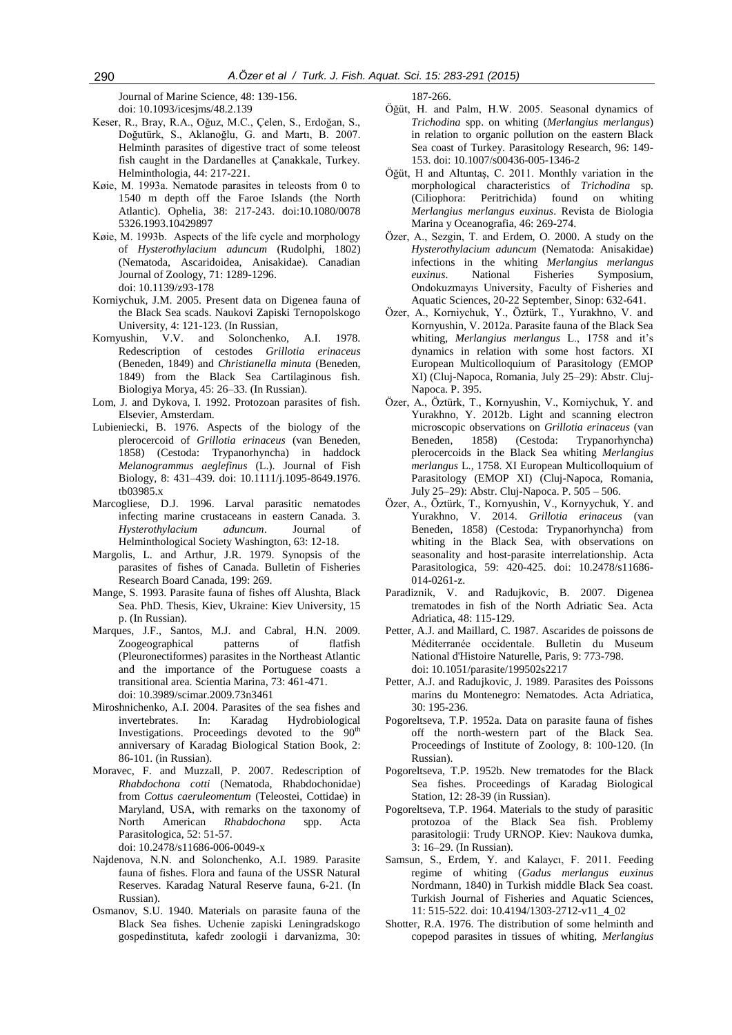Journal of Marine Science, 48: 139-156. doi: 10.1093/icesjms/48.2.139

Keser, R., Bray, R.A., Oğuz, M.C., Çelen, S., Erdoğan, S., Doğutürk, S., Aklanoğlu, G. and Martı, B. 2007. Helminth parasites of digestive tract of some teleost fish caught in the Dardanelles at Çanakkale, Turkey. Helminthologia, 44: 217-221.

Køie, M. 1993a. Nematode parasites in teleosts from 0 to 1540 m depth off the Faroe Islands (the North Atlantic). Ophelia, 38: 217-243. doi:10.1080/00785326.1993.10429897

Køie, M. 1993b. Aspects of the life cycle and morphology of *Hysterothylacium aduncum* (Rudolphi, 1802) (Nematoda, Ascaridoidea, Anisakidae). Canadian Journal of Zoology, 71: 1289-1296. doi: 10.1139/z93-178

Korniychuk, J.M. 2005. Present data on Digenea fauna of the Black Sea scads. Naukovi Zapiski Ternopolskogo University, 4: 121-123. (In Russian,

Kornyushin, V.V. and Solonchenko, A.I. 1978. Redescription of cestodes *Grillotia erinaceus* (Beneden, 1849) and *Christianella minuta* (Beneden, 1849) from the Black Sea Cartilaginous fish. Biologiya Morya, 45: 26–33. (In Russian).

Lom, J. and Dykova, I. 1992. Protozoan parasites of fish. Elsevier, Amsterdam.

Lubieniecki, B. 1976. Aspects of the biology of the plerocercoid of *Grillotia erinaceus* (van Beneden, 1858) (Cestoda: Trypanorhyncha) in haddock *Melanogrammus aeglefinus* (L.). Journal of Fish Biology, 8: 431–439. doi: 10.1111/j.1095-8649.1976.tb03985.x

Marcogliese, D.J. 1996. Larval parasitic nematodes infecting marine crustaceans in eastern Canada. 3. *Hysterothylacium aduncum*. Journal of Helminthological Society Washington, 63: 12-18.

Margolis, L. and Arthur, J.R. 1979. Synopsis of the parasites of fishes of Canada. Bulletin of Fisheries Research Board Canada, 199: 269.

Mange, S. 1993. Parasite fauna of fishes off Alushta, Black Sea. PhD. Thesis, Kiev, Ukraine: Kiev University, 15 p. (In Russian).

Marques, J.F., Santos, M.J. and Cabral, H.N. 2009. Zoogeographical patterns of flatfish (Pleuronectiformes) parasites in the Northeast Atlantic and the importance of the Portuguese coasts a transitional area. Scientia Marina, 73: 461-471. doi: 10.3989/scimar.2009.73n3461

Miroshnichenko, A.I. 2004. Parasites of the sea fishes and invertebrates. In: Karadag Hydrobiological Investigations. Proceedings devoted to the 90th anniversary of Karadag Biological Station Book, 2: 86-101. (in Russian).

Moravec, F. and Muzzall, P. 2007. Redescription of *Rhabdochona cotti* (Nematoda, Rhabdochonidae) from *Cottus caeruleomentum* (Teleostei, Cottidae) in Maryland, USA, with remarks on the taxonomy of North American *Rhabdochona* spp. Acta Parasitologica, 52: 51-57. doi: 10.2478/s11686-006-0049-x

Najdenova, N.N. and Solonchenko, A.I. 1989. Parasite fauna of fishes. Flora and fauna of the USSR Natural Reserves. Karadag Natural Reserve fauna, 6-21. (In Russian).

Osmanov, S.U. 1940. Materials on parasite fauna of the Black Sea fishes. Uchenie zapiski Leningradskogo gospedinstituta, kafedr zoologii i darvanizma, 30: 187-266.

Öğüt, H. and Palm, H.W. 2005. Seasonal dynamics of *Trichodina* spp. on whiting (*Merlangius merlangus*) in relation to organic pollution on the eastern Black Sea coast of Turkey. Parasitology Research, 96: 149-153. doi: 10.1007/s00436-005-1346-2

Öğüt, H and Altuntaş, C. 2011. Monthly variation in the morphological characteristics of *Trichodina* sp. (Ciliophora: Peritrichida) found on whiting *Merlangius merlangus euxinus*. Revista de Biologia Marina y Oceanografia, 46: 269-274.

Özer, A., Sezgin, T. and Erdem, O. 2000. A study on the *Hysterothylacium aduncum* (Nematoda: Anisakidae) infections in the whiting *Merlangius merlangus euxinus*. National Fisheries Symposium, Ondokuzmayıs University, Faculty of Fisheries and Aquatic Sciences, 20-22 September, Sinop: 632-641.

Özer, A., Korniychuk, Y., Öztürk, T., Yurakhno, V. and Kornyushin, V. 2012a. Parasite fauna of the Black Sea whiting, *Merlangius merlangus* L., 1758 and it's dynamics in relation with some host factors. XI European Multicolloquium of Parasitology (EMOP XI) (Cluj-Napoca, Romania, July 25–29): Abstr. Cluj-Napoca. P. 395.

Özer, A., Öztürk, T., Kornyushin, V., Korniychuk, Y. and Yurakhno, Y. 2012b. Light and scanning electron microscopic observations on *Grillotia erinaceus* (van Beneden, 1858) (Cestoda: Trypanorhyncha) plerocercoids in the Black Sea whiting *Merlangius merlangus* L., 1758. XI European Multicolloquium of Parasitology (EMOP XI) (Cluj-Napoca, Romania, July 25–29): Abstr. Cluj-Napoca. P. 505 – 506.

Özer, A., Öztürk, T., Kornyushin, V., Kornyychuk, Y. and Yurakhno, V. 2014. *Grillotia erinaceus* (van Beneden, 1858) (Cestoda: Trypanorhyncha) from whiting in the Black Sea, with observations on seasonality and host-parasite interrelationship. Acta Parasitologica, 59: 420-425. doi: 10.2478/s11686-014-0261-z.

Paradiznik, V. and Radujkovic, B. 2007. Digenea trematodes in fish of the North Adriatic Sea. Acta Adriatica, 48: 115-129.

Petter, A.J. and Maillard, C. 1987. Ascarides de poissons de Méditerranée occidentale. Bulletin du Museum National d'Histoire Naturelle, Paris, 9: 773-798. doi: 10.1051/parasite/199502s2217

Petter, A.J. and Radujkovic, J. 1989. Parasites des Poissons marins du Montenegro: Nematodes. Acta Adriatica, 30: 195-236.

Pogoreltseva, T.P. 1952a. Data on parasite fauna of fishes off the north-western part of the Black Sea. Proceedings of Institute of Zoology, 8: 100-120. (In Russian).

Pogoreltseva, T.P. 1952b. New trematodes for the Black Sea fishes. Proceedings of Karadag Biological Station, 12: 28-39 (in Russian).

Pogoreltseva, T.P. 1964. Materials to the study of parasitic protozoa of the Black Sea fish. Problemy parasitologii: Trudy URNOP. Kiev: Naukova dumka, 3: 16–29. (In Russian).

Samsun, S., Erdem, Y. and Kalaycı, F. 2011. Feeding regime of whiting (*Gadus merlangus euxinus* Nordmann, 1840) in Turkish middle Black Sea coast. Turkish Journal of Fisheries and Aquatic Sciences, 11: 515-522. doi: 10.4194/1303-2712-v11_4_02

Shotter, R.A. 1976. The distribution of some helminth and copepod parasites in tissues of whiting, *Merlangius*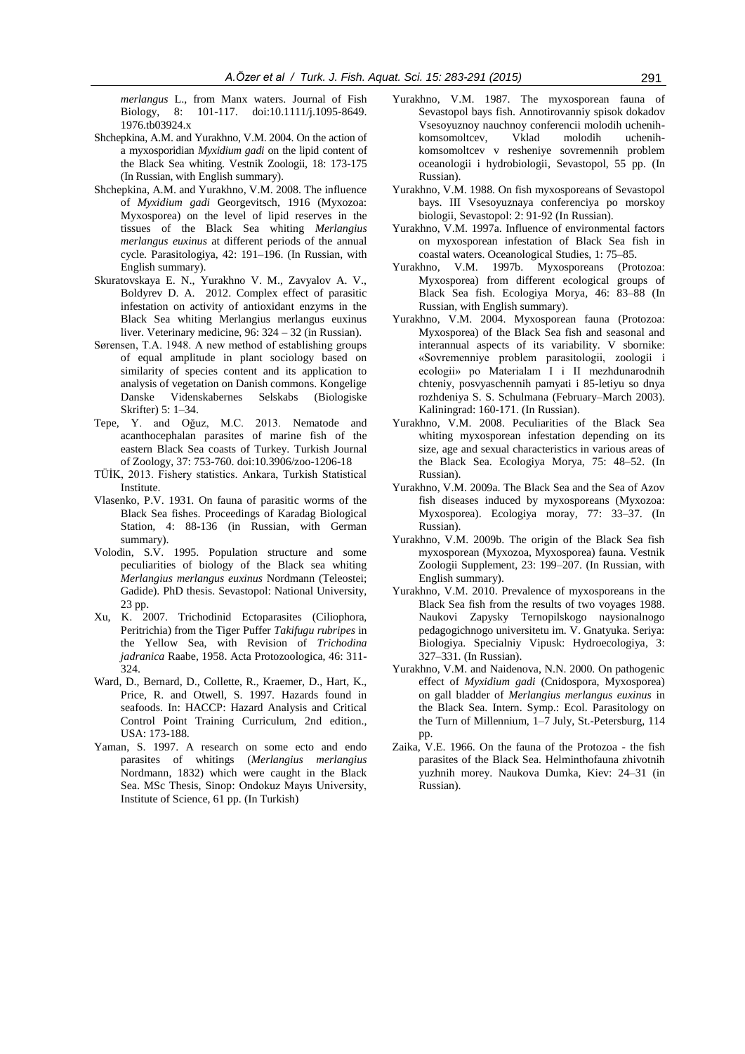*merlangus* L., from Manx waters. Journal of Fish Biology, 8: 101-117. doi:10.1111/j.1095-8649. 1976.tb03924.x

Shchepkina, A.M. and Yurakhno, V.M. 2004. On the action of a myxosporidian *Myxidium gadi* on the lipid content of the Black Sea whiting. Vestnik Zoologii, 18: 173-175 (In Russian, with English summary).

Shchepkina, A.M. and Yurakhno, V.M. 2008. The influence of *Myxidium gadi* Georgevitsch, 1916 (Myxozoa: Myxosporea) on the level of lipid reserves in the tissues of the Black Sea whiting *Merlangius merlangus euxinus* at different periods of the annual cycle. Parasitologiya, 42: 191–196. (In Russian, with English summary).

Skuratovskaya E. N., Yurakhno V. M., Zavyalov A. V., Boldyrev D. A. 2012. Complex effect of parasitic infestation on activity of antioxidant enzyms in the Black Sea whiting Merlangius merlangus euxinus liver. Veterinary medicine, 96: 324 – 32 (in Russian).

Sørensen, T.A. 1948. A new method of establishing groups of equal amplitude in plant sociology based on similarity of species content and its application to analysis of vegetation on Danish commons. Kongelige Danske Videnskabernes Selskabs (Biologiske Skrifter) 5: 1–34.

Tepe, Y. and Oğuz, M.C. 2013. Nematode and acanthocephalan parasites of marine fish of the eastern Black Sea coasts of Turkey. Turkish Journal of Zoology, 37: 753-760. doi:10.3906/zoo-1206-18

TÜİK, 2013. Fishery statistics. Ankara, Turkish Statistical Institute.

Vlasenko, P.V. 1931. On fauna of parasitic worms of the Black Sea fishes. Proceedings of Karadag Biological Station, 4: 88-136 (in Russian, with German summary).

Volodin, S.V. 1995. Population structure and some peculiarities of biology of the Black sea whiting *Merlangius merlangus euxinus* Nordmann (Teleostei; Gadide). PhD thesis. Sevastopol: National University, 23 pp.

Xu, K. 2007. Trichodinid Ectoparasites (Ciliophora, Peritrichia) from the Tiger Puffer *Takifugu rubripes* in the Yellow Sea, with Revision of *Trichodina jadranica* Raabe, 1958. Acta Protozoologica, 46: 311-324.

Ward, D., Bernard, D., Collette, R., Kraemer, D., Hart, K., Price, R. and Otwell, S. 1997. Hazards found in seafoods. In: HACCP: Hazard Analysis and Critical Control Point Training Curriculum, 2nd edition., USA: 173-188.

Yaman, S. 1997. A research on some ecto and endo parasites of whitings (*Merlangius merlangius* Nordmann, 1832) which were caught in the Black Sea. MSc Thesis, Sinop: Ondokuz Mayıs University, Institute of Science, 61 pp. (In Turkish)

Yurakhno, V.M. 1987. The myxosporean fauna of Sevastopol bays fish. Annotirovanniy spisok dokadov Vsesoyuznoy nauchnoy conferencii molodih uchenih-komsomoltcev, Vklad molodih uchenih-komsomoltcev v resheniye sovremennih problem oceanologii i hydrobiologii, Sevastopol, 55 pp. (In Russian).

Yurakhno, V.M. 1988. On fish myxosporeans of Sevastopol bays. III Vsesoyuznaya conferenciya po morskoy biologii, Sevastopol: 2: 91-92 (In Russian).

Yurakhno, V.M. 1997a. Influence of environmental factors on myxosporean infestation of Black Sea fish in coastal waters. Oceanological Studies, 1: 75–85.

Yurakhno, V.M. 1997b. Myxosporeans (Protozoa: Myxosporea) from different ecological groups of Black Sea fish. Ecologiya Morya, 46: 83–88 (In Russian, with English summary).

Yurakhno, V.M. 2004. Myxosporean fauna (Protozoa: Myxosporea) of the Black Sea fish and seasonal and interannual aspects of its variability. V sbornike: «Sovremenniye problem parasitologii, zoologii i ecologii» po Materialam I i II mezhdunarodnih chteniy, posvyaschennih pamyati i 85-letiyu so dnya rozhdeniya S. S. Schulmana (February–March 2003). Kaliningrad: 160-171. (In Russian).

Yurakhno, V.M. 2008. Peculiarities of the Black Sea whiting myxosporean infestation depending on its size, age and sexual characteristics in various areas of the Black Sea. Ecologiya Morya, 75: 48–52. (In Russian).

Yurakhno, V.M. 2009a. The Black Sea and the Sea of Azov fish diseases induced by myxosporeans (Myxozoa: Myxosporea). Ecologiya moray, 77: 33–37. (In Russian).

Yurakhno, V.M. 2009b. The origin of the Black Sea fish myxosporean (Myxozoa, Myxosporea) fauna. Vestnik Zoologii Supplement, 23: 199–207. (In Russian, with English summary).

Yurakhno, V.M. 2010. Prevalence of myxosporeans in the Black Sea fish from the results of two voyages 1988. Naukovi Zapysky Ternopilskogo naysionalnogo pedagogichnogo universitetu im. V. Gnatyuka. Seriya: Biologiya. Specialniy Vipusk: Hydroecologiya, 3: 327–331. (In Russian).

Yurakhno, V.M. and Naidenova, N.N. 2000. On pathogenic effect of *Myxidium gadi* (Cnidospora, Myxosporea) on gall bladder of *Merlangius merlangus euxinus* in the Black Sea. Intern. Symp.: Ecol. Parasitology on the Turn of Millennium, 1–7 July, St.-Petersburg, 114 pp.

Zaika, V.E. 1966. On the fauna of the Protozoa - the fish parasites of the Black Sea. Helminthofauna zhivotnih yuzhnih morey. Naukova Dumka, Kiev: 24–31 (in Russian).